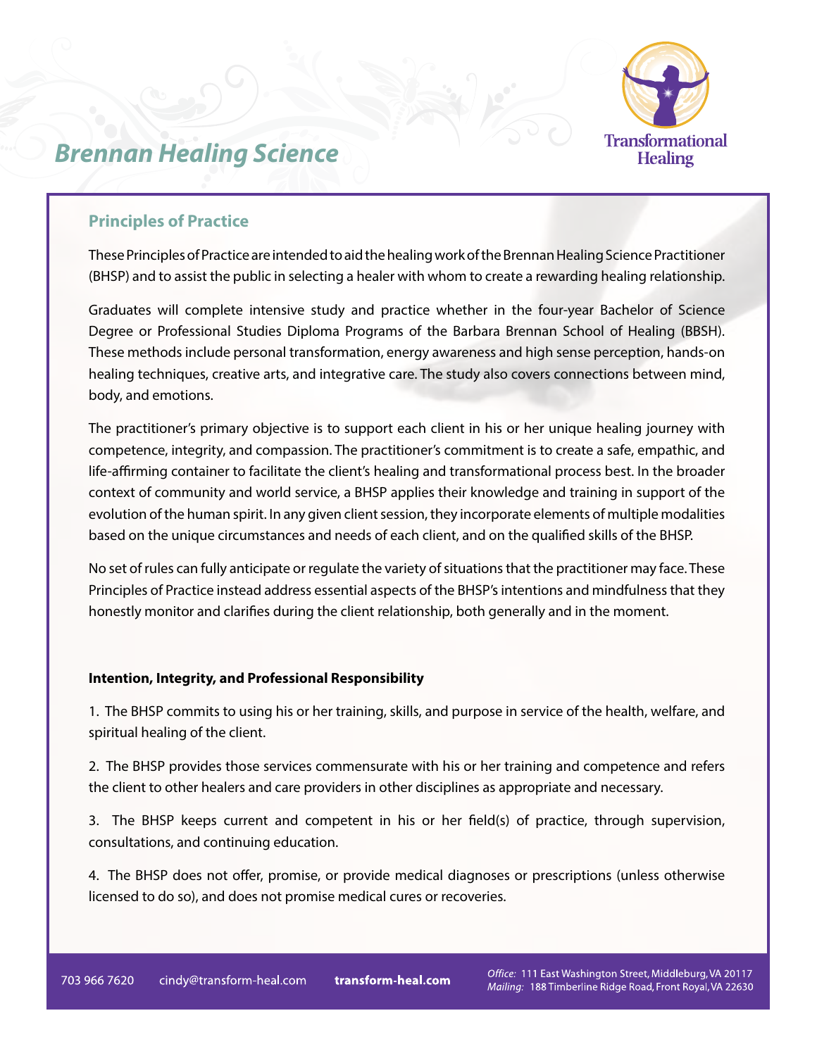# Brennan Healing Science

Transformational Healing

## Principles of Practice

These Principles of Practice are intended to aid the healing work of the Brennan Healing Science Practitioner (BHSP) and to assist the public in selecting a healer with whom to create a rewarding healing relationship.

Graduates will complete intensive study and practice whether in the four-year Bachelor of Science Degree or Professional Studies Diploma Programs of the Barbara Brennan School of Healing (BBSH). These methods include personal transformation, energy awareness and high sense perception, hands-on healing techniques, creative arts, and integrative care. The study also covers connections between mind, body, and emotions.

The practitioner's primary objective is to support each client in his or her unique healing journey with competence, integrity, and compassion. The practitioner's commitment is to create a safe, empathic, and life-affirming container to facilitate the client's healing and transformational process best. In the broader context of community and world service, a BHSP applies their knowledge and training in support of the evolution of the human spirit. In any given client session, they incorporate elements of multiple modalities based on the unique circumstances and needs of each client, and on the qualified skills of the BHSP.

No set of rules can fully anticipate or regulate the variety of situations that the practitioner may face. These Principles of Practice instead address essential aspects of the BHSP's intentions and mindfulness that they honestly monitor and clarifies during the client relationship, both generally and in the moment.

**Intention, Integrity, and Professional Responsibility**

1. The BHSP commits to using his or her training, skills, and purpose in service of the health, welfare, and spiritual healing of the client.

2. The BHSP provides those services commensurate with his or her training and competence and refers the client to other healers and care providers in other disciplines as appropriate and necessary.

3. The BHSP keeps current and competent in his or her field(s) of practice, through supervision, consultations, and continuing education.

4. The BHSP does not offer, promise, or provide medical diagnoses or prescriptions (unless otherwise licensed to do so), and does not promise medical cures or recoveries.

703 966 7620 cindy@transform-heal.com **transform-heal.com** *Office:* 111 East Washington Street, Middleburg, VA 20117 *Mailing:* 188 Timberline Ridge Road, Front Royal, VA 22630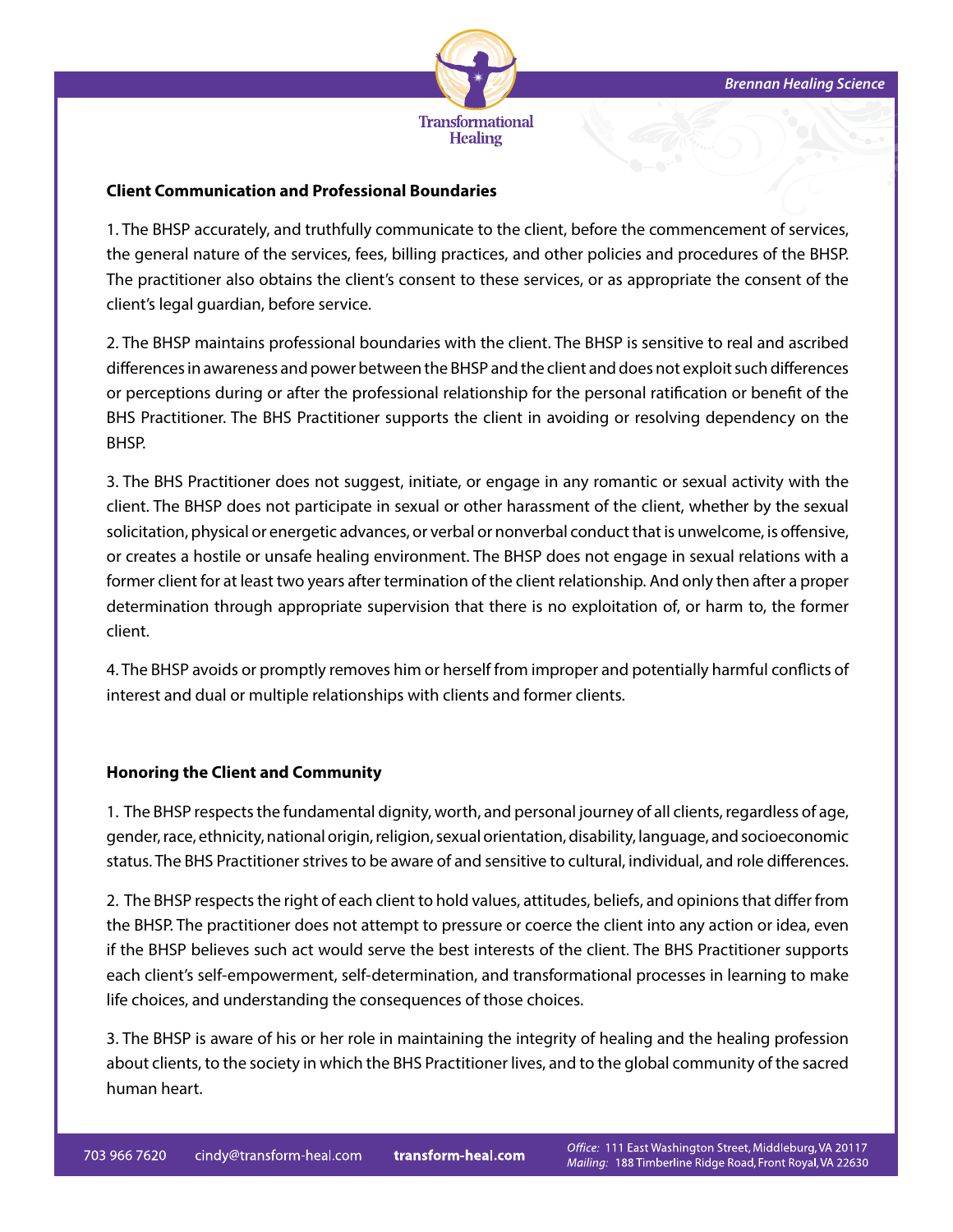**Client Communication and Professional Boundaries**

1. The BHSP accurately, and truthfully communicate to the client, before the commencement of services, the general nature of the services, fees, billing practices, and other policies and procedures of the BHSP. The practitioner also obtains the client's consent to these services, or as appropriate the consent of the client's legal guardian, before service.

2. The BHSP maintains professional boundaries with the client. The BHSP is sensitive to real and ascribed differences in awareness and power between the BHSP and the client and does not exploit such differences or perceptions during or after the professional relationship for the personal ratification or benefit of the BHS Practitioner. The BHS Practitioner supports the client in avoiding or resolving dependency on the BHSP.

3. The BHS Practitioner does not suggest, initiate, or engage in any romantic or sexual activity with the client. The BHSP does not participate in sexual or other harassment of the client, whether by the sexual solicitation, physical or energetic advances, or verbal or nonverbal conduct that is unwelcome, is offensive, or creates a hostile or unsafe healing environment. The BHSP does not engage in sexual relations with a former client for at least two years after termination of the client relationship. And only then after a proper determination through appropriate supervision that there is no exploitation of, or harm to, the former client.

4. The BHSP avoids or promptly removes him or herself from improper and potentially harmful conflicts of interest and dual or multiple relationships with clients and former clients.

**Honoring the Client and Community**

1. The BHSP respects the fundamental dignity, worth, and personal journey of all clients, regardless of age, gender, race, ethnicity, national origin, religion, sexual orientation, disability, language, and socioeconomic status. The BHS Practitioner strives to be aware of and sensitive to cultural, individual, and role differences.

2. The BHSP respects the right of each client to hold values, attitudes, beliefs, and opinions that differ from the BHSP. The practitioner does not attempt to pressure or coerce the client into any action or idea, even if the BHSP believes such act would serve the best interests of the client. The BHS Practitioner supports each client's self-empowerment, self-determination, and transformational processes in learning to make life choices, and understanding the consequences of those choices.

3. The BHSP is aware of his or her role in maintaining the integrity of healing and the healing profession about clients, to the society in which the BHS Practitioner lives, and to the global community of the sacred human heart.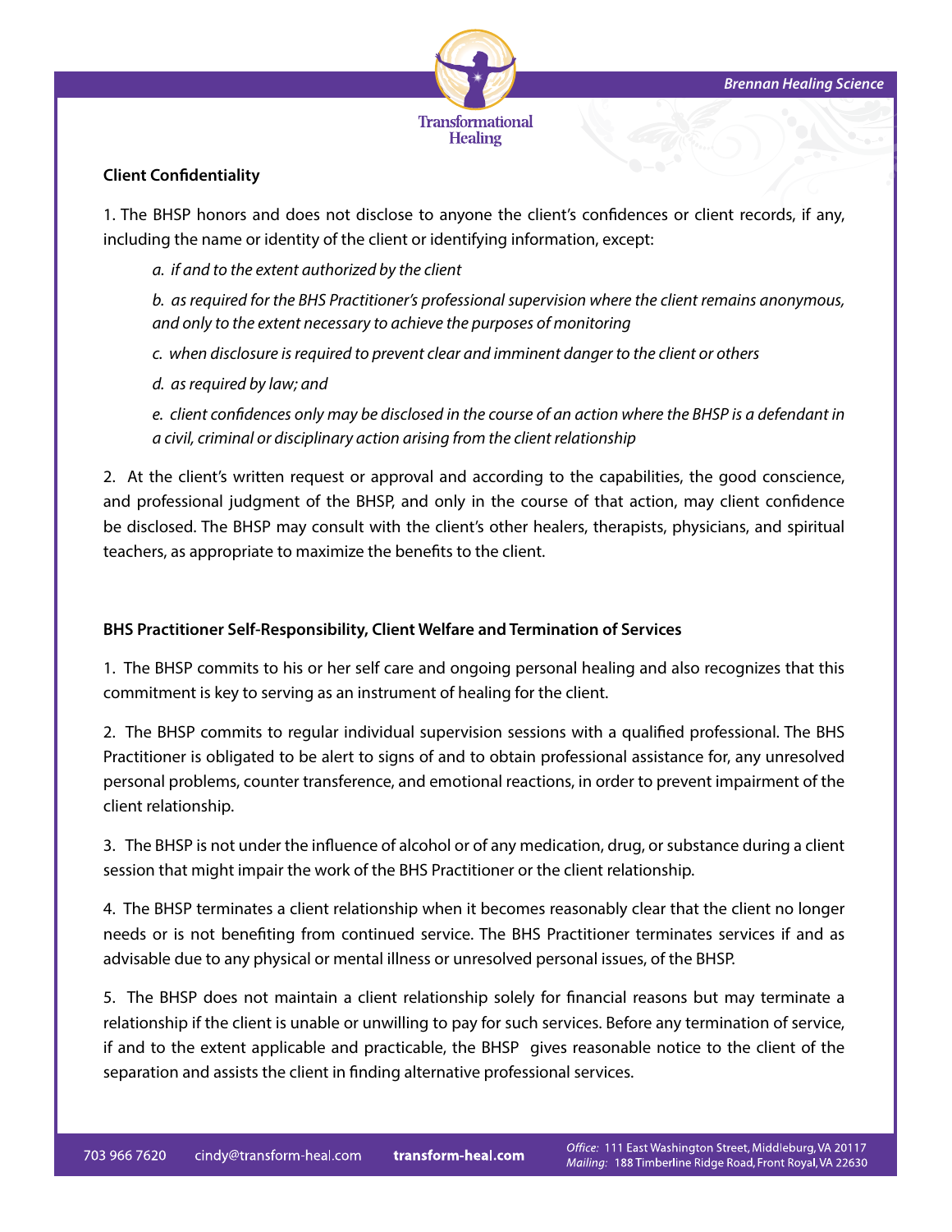## Client Confidentiality

1. The BHSP honors and does not disclose to anyone the client's confidences or client records, if any, including the name or identity of the client or identifying information, except:

   *a. if and to the extent authorized by the client*

   *b. as required for the BHS Practitioner's professional supervision where the client remains anonymous, and only to the extent necessary to achieve the purposes of monitoring*

   *c. when disclosure is required to prevent clear and imminent danger to the client or others*

   *d. as required by law; and*

   *e. client confidences only may be disclosed in the course of an action where the BHSP is a defendant in a civil, criminal or disciplinary action arising from the client relationship*

2. At the client's written request or approval and according to the capabilities, the good conscience, and professional judgment of the BHSP, and only in the course of that action, may client confidence be disclosed. The BHSP may consult with the client's other healers, therapists, physicians, and spiritual teachers, as appropriate to maximize the benefits to the client.

## BHS Practitioner Self-Responsibility, Client Welfare and Termination of Services

1. The BHSP commits to his or her self care and ongoing personal healing and also recognizes that this commitment is key to serving as an instrument of healing for the client.

2. The BHSP commits to regular individual supervision sessions with a qualified professional. The BHS Practitioner is obligated to be alert to signs of and to obtain professional assistance for, any unresolved personal problems, counter transference, and emotional reactions, in order to prevent impairment of the client relationship.

3. The BHSP is not under the influence of alcohol or of any medication, drug, or substance during a client session that might impair the work of the BHS Practitioner or the client relationship.

4. The BHSP terminates a client relationship when it becomes reasonably clear that the client no longer needs or is not benefiting from continued service. The BHS Practitioner terminates services if and as advisable due to any physical or mental illness or unresolved personal issues, of the BHSP.

5. The BHSP does not maintain a client relationship solely for financial reasons but may terminate a relationship if the client is unable or unwilling to pay for such services. Before any termination of service, if and to the extent applicable and practicable, the BHSP gives reasonable notice to the client of the separation and assists the client in finding alternative professional services.